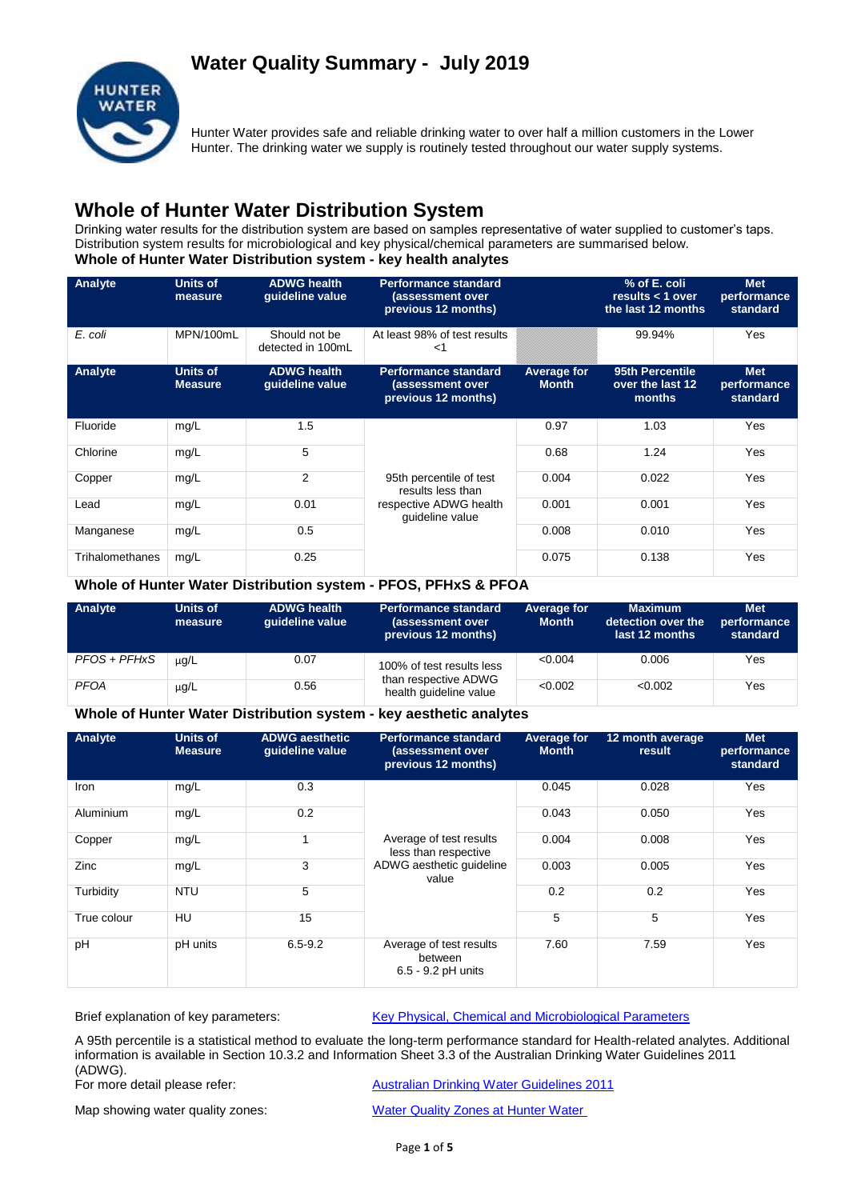# Water Quality Summary - July 2019

Hunter Water provides safe and reliable drinking water to over half a million customers in the Lower Hunter. The drinking water we supply is routinely tested throughout our water supply systems.

## Whole of Hunter Water Distribution System

Drinking water results for the distribution system are based on samples representative of water supplied to customer's taps. Distribution system results for microbiological and key physical/chemical parameters are summarised below.

### Whole of Hunter Water Distribution system - key health analytes

| Analyte | Units of measure | ADWG health guideline value | Performance standard (assessment over previous 12 months) | | % of E. coli results < 1 over the last 12 months | Met performance standard |
|---|---|---|---|---|---|---|
| *E. coli* | MPN/100mL | Should not be detected in 100mL | At least 98% of test results <1 | | 99.94% | Yes |
| **Analyte** | **Units of Measure** | **ADWG health guideline value** | **Performance standard (assessment over previous 12 months)** | **Average for Month** | **95th Percentile over the last 12 months** | **Met performance standard** |
| Fluoride | mg/L | 1.5 | 95th percentile of test results less than respective ADWG health guideline value | 0.97 | 1.03 | Yes |
| Chlorine | mg/L | 5 | | 0.68 | 1.24 | Yes |
| Copper | mg/L | 2 | | 0.004 | 0.022 | Yes |
| Lead | mg/L | 0.01 | | 0.001 | 0.001 | Yes |
| Manganese | mg/L | 0.5 | | 0.008 | 0.010 | Yes |
| Trihalomethanes | mg/L | 0.25 | | 0.075 | 0.138 | Yes |

### Whole of Hunter Water Distribution system - PFOS, PFHxS & PFOA

| Analyte | Units of measure | ADWG health guideline value | Performance standard (assessment over previous 12 months) | Average for Month | Maximum detection over the last 12 months | Met performance standard |
|---|---|---|---|---|---|---|
| *PFOS + PFHxS* | μg/L | 0.07 | 100% of test results less than respective ADWG health guideline value | <0.004 | 0.006 | Yes |
| *PFOA* | μg/L | 0.56 | | <0.002 | <0.002 | Yes |

### Whole of Hunter Water Distribution system - key aesthetic analytes

| Analyte | Units of Measure | ADWG aesthetic guideline value | Performance standard (assessment over previous 12 months) | Average for Month | 12 month average result | Met performance standard |
|---|---|---|---|---|---|---|
| Iron | mg/L | 0.3 | Average of test results less than respective ADWG aesthetic guideline value | 0.045 | 0.028 | Yes |
| Aluminium | mg/L | 0.2 | | 0.043 | 0.050 | Yes |
| Copper | mg/L | 1 | | 0.004 | 0.008 | Yes |
| Zinc | mg/L | 3 | | 0.003 | 0.005 | Yes |
| Turbidity | NTU | 5 | | 0.2 | 0.2 | Yes |
| True colour | HU | 15 | | 5 | 5 | Yes |
| pH | pH units | 6.5-9.2 | Average of test results between 6.5 - 9.2 pH units | 7.60 | 7.59 | Yes |

Brief explanation of key parameters: Key Physical, Chemical and Microbiological Parameters

A 95th percentile is a statistical method to evaluate the long-term performance standard for Health-related analytes. Additional information is available in Section 10.3.2 and Information Sheet 3.3 of the Australian Drinking Water Guidelines 2011 (ADWG).

For more detail please refer: Australian Drinking Water Guidelines 2011

Map showing water quality zones: Water Quality Zones at Hunter Water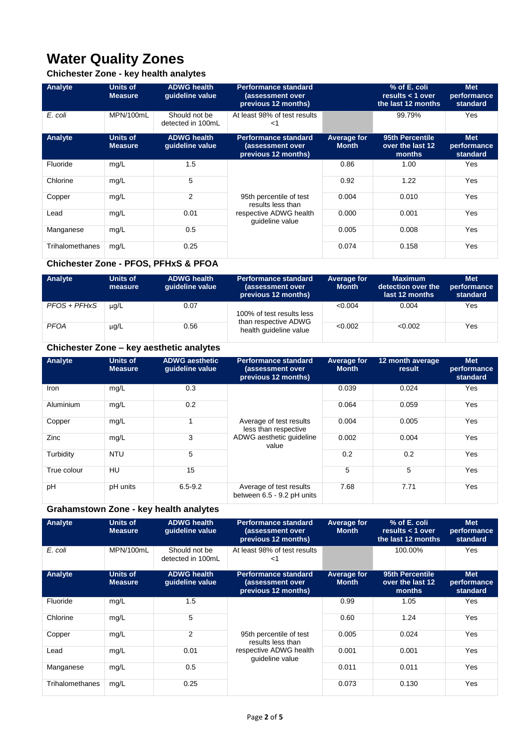# Water Quality Zones

### Chichester Zone - key health analytes

| Analyte | Units of Measure | ADWG health guideline value | Performance standard (assessment over previous 12 months) | | % of E. coli results < 1 over the last 12 months | Met performance standard |
|---|---|---|---|---|---|---|
| *E. coli* | MPN/100mL | Should not be detected in 100mL | At least 98% of test results <1 | | 99.79% | Yes |

| Analyte | Units of Measure | ADWG health guideline value | Performance standard (assessment over previous 12 months) | Average for Month | 95th Percentile over the last 12 months | Met performance standard |
|---|---|---|---|---|---|---|
| Fluoride | mg/L | 1.5 | 95th percentile of test results less than respective ADWG health guideline value | 0.86 | 1.00 | Yes |
| Chlorine | mg/L | 5 | | 0.92 | 1.22 | Yes |
| Copper | mg/L | 2 | | 0.004 | 0.010 | Yes |
| Lead | mg/L | 0.01 | | 0.000 | 0.001 | Yes |
| Manganese | mg/L | 0.5 | | 0.005 | 0.008 | Yes |
| Trihalomethanes | mg/L | 0.25 | | 0.074 | 0.158 | Yes |

### Chichester Zone - PFOS, PFHxS & PFOA

| Analyte | Units of measure | ADWG health guideline value | Performance standard (assessment over previous 12 months) | Average for Month | Maximum detection over the last 12 months | Met performance standard |
|---|---|---|---|---|---|---|
| *PFOS + PFHxS* | µg/L | 0.07 | 100% of test results less than respective ADWG health guideline value | <0.004 | 0.004 | Yes |
| *PFOA* | µg/L | 0.56 | | <0.002 | <0.002 | Yes |

### Chichester Zone – key aesthetic analytes

| Analyte | Units of Measure | ADWG aesthetic guideline value | Performance standard (assessment over previous 12 months) | Average for Month | 12 month average result | Met performance standard |
|---|---|---|---|---|---|---|
| Iron | mg/L | 0.3 | Average of test results less than respective ADWG aesthetic guideline value | 0.039 | 0.024 | Yes |
| Aluminium | mg/L | 0.2 | | 0.064 | 0.059 | Yes |
| Copper | mg/L | 1 | | 0.004 | 0.005 | Yes |
| Zinc | mg/L | 3 | | 0.002 | 0.004 | Yes |
| Turbidity | NTU | 5 | | 0.2 | 0.2 | Yes |
| True colour | HU | 15 | | 5 | 5 | Yes |
| pH | pH units | 6.5-9.2 | Average of test results between 6.5 - 9.2 pH units | 7.68 | 7.71 | Yes |

### Grahamstown Zone - key health analytes

| Analyte | Units of Measure | ADWG health guideline value | Performance standard (assessment over previous 12 months) | Average for Month | % of E. coli results < 1 over the last 12 months | Met performance standard |
|---|---|---|---|---|---|---|
| *E. coli* | MPN/100mL | Should not be detected in 100mL | At least 98% of test results <1 | | 100.00% | Yes |

| Analyte | Units of Measure | ADWG health guideline value | Performance standard (assessment over previous 12 months) | Average for Month | 95th Percentile over the last 12 months | Met performance standard |
|---|---|---|---|---|---|---|
| Fluoride | mg/L | 1.5 | 95th percentile of test results less than respective ADWG health guideline value | 0.99 | 1.05 | Yes |
| Chlorine | mg/L | 5 | | 0.60 | 1.24 | Yes |
| Copper | mg/L | 2 | | 0.005 | 0.024 | Yes |
| Lead | mg/L | 0.01 | | 0.001 | 0.001 | Yes |
| Manganese | mg/L | 0.5 | | 0.011 | 0.011 | Yes |
| Trihalomethanes | mg/L | 0.25 | | 0.073 | 0.130 | Yes |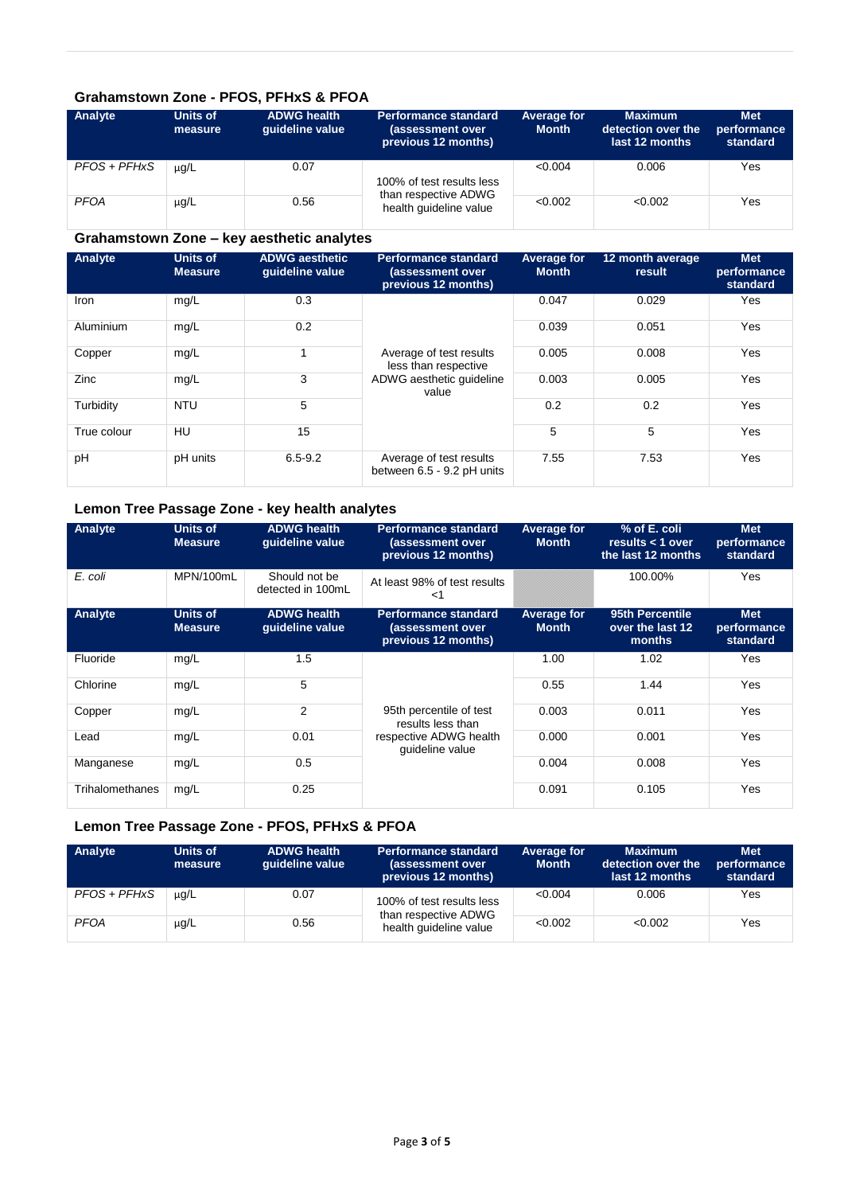### Grahamstown Zone - PFOS, PFHxS & PFOA

| Analyte | Units of measure | ADWG health guideline value | Performance standard (assessment over previous 12 months) | Average for Month | Maximum detection over the last 12 months | Met performance standard |
|---|---|---|---|---|---|---|
| *PFOS + PFHxS* | µg/L | 0.07 | 100% of test results less than respective ADWG health guideline value | <0.004 | 0.006 | Yes |
| *PFOA* | µg/L | 0.56 | | <0.002 | <0.002 | Yes |

### Grahamstown Zone – key aesthetic analytes

| Analyte | Units of Measure | ADWG aesthetic guideline value | Performance standard (assessment over previous 12 months) | Average for Month | 12 month average result | Met performance standard |
|---|---|---|---|---|---|---|
| Iron | mg/L | 0.3 | Average of test results less than respective ADWG aesthetic guideline value | 0.047 | 0.029 | Yes |
| Aluminium | mg/L | 0.2 | | 0.039 | 0.051 | Yes |
| Copper | mg/L | 1 | | 0.005 | 0.008 | Yes |
| Zinc | mg/L | 3 | | 0.003 | 0.005 | Yes |
| Turbidity | NTU | 5 | | 0.2 | 0.2 | Yes |
| True colour | HU | 15 | | 5 | 5 | Yes |
| pH | pH units | 6.5-9.2 | Average of test results between 6.5 - 9.2 pH units | 7.55 | 7.53 | Yes |

### Lemon Tree Passage Zone - key health analytes

| Analyte | Units of Measure | ADWG health guideline value | Performance standard (assessment over previous 12 months) | Average for Month | % of E. coli results < 1 over the last 12 months | Met performance standard |
|---|---|---|---|---|---|---|
| *E. coli* | MPN/100mL | Should not be detected in 100mL | At least 98% of test results <1 | | 100.00% | Yes |
| **Analyte** | **Units of Measure** | **ADWG health guideline value** | **Performance standard (assessment over previous 12 months)** | **Average for Month** | **95th Percentile over the last 12 months** | **Met performance standard** |
| Fluoride | mg/L | 1.5 | 95th percentile of test results less than respective ADWG health guideline value | 1.00 | 1.02 | Yes |
| Chlorine | mg/L | 5 | | 0.55 | 1.44 | Yes |
| Copper | mg/L | 2 | | 0.003 | 0.011 | Yes |
| Lead | mg/L | 0.01 | | 0.000 | 0.001 | Yes |
| Manganese | mg/L | 0.5 | | 0.004 | 0.008 | Yes |
| Trihalomethanes | mg/L | 0.25 | | 0.091 | 0.105 | Yes |

### Lemon Tree Passage Zone - PFOS, PFHxS & PFOA

| Analyte | Units of measure | ADWG health guideline value | Performance standard (assessment over previous 12 months) | Average for Month | Maximum detection over the last 12 months | Met performance standard |
|---|---|---|---|---|---|---|
| *PFOS + PFHxS* | µg/L | 0.07 | 100% of test results less than respective ADWG health guideline value | <0.004 | 0.006 | Yes |
| *PFOA* | µg/L | 0.56 | | <0.002 | <0.002 | Yes |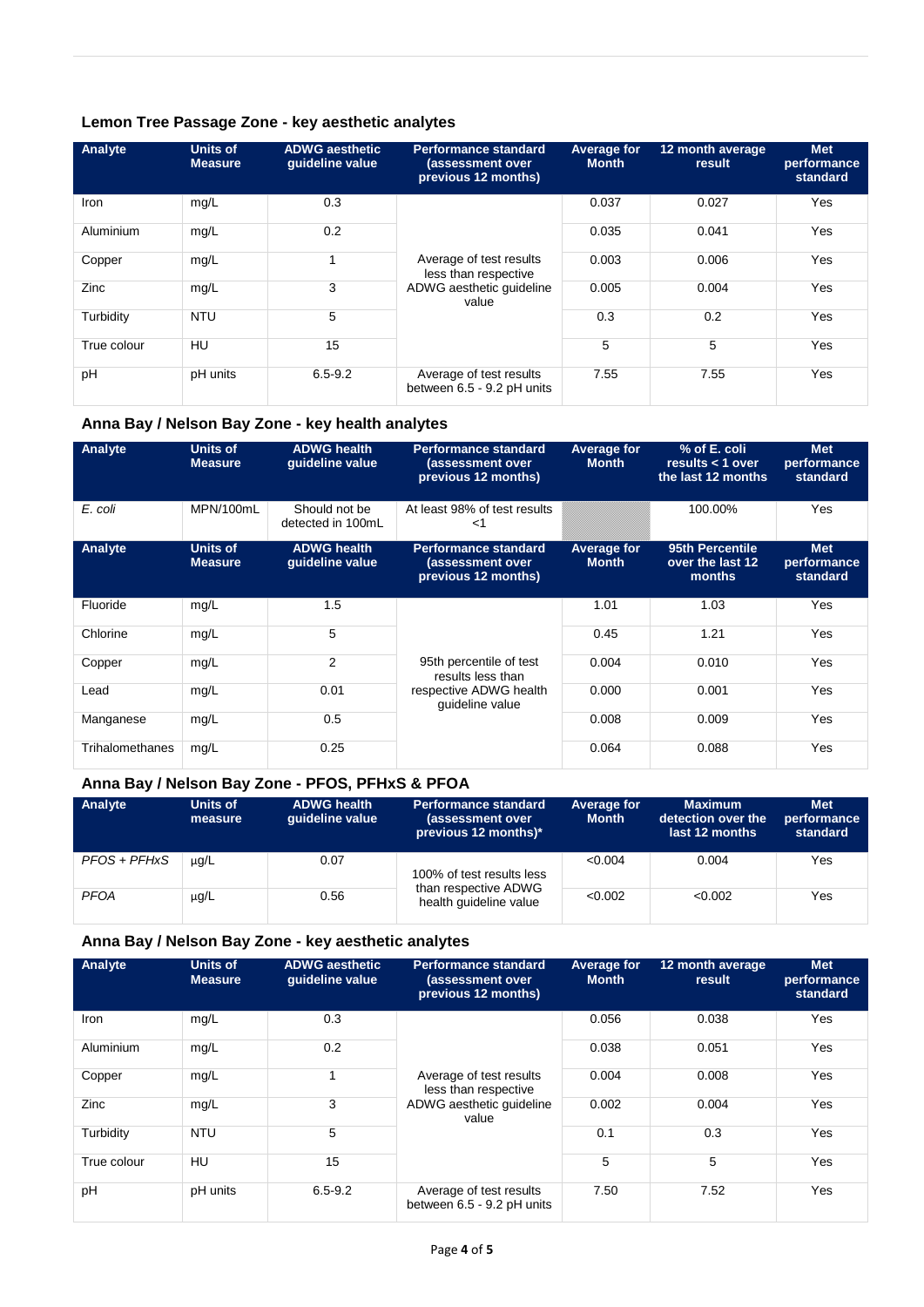### Lemon Tree Passage Zone - key aesthetic analytes

| Analyte | Units of Measure | ADWG aesthetic guideline value | Performance standard (assessment over previous 12 months) | Average for Month | 12 month average result | Met performance standard |
|---|---|---|---|---|---|---|
| Iron | mg/L | 0.3 | Average of test results less than respective ADWG aesthetic guideline value | 0.037 | 0.027 | Yes |
| Aluminium | mg/L | 0.2 | | 0.035 | 0.041 | Yes |
| Copper | mg/L | 1 | | 0.003 | 0.006 | Yes |
| Zinc | mg/L | 3 | | 0.005 | 0.004 | Yes |
| Turbidity | NTU | 5 | | 0.3 | 0.2 | Yes |
| True colour | HU | 15 | | 5 | 5 | Yes |
| pH | pH units | 6.5-9.2 | Average of test results between 6.5 - 9.2 pH units | 7.55 | 7.55 | Yes |

### Anna Bay / Nelson Bay Zone - key health analytes

| Analyte | Units of Measure | ADWG health guideline value | Performance standard (assessment over previous 12 months) | Average for Month | % of E. coli results < 1 over the last 12 months | Met performance standard |
|---|---|---|---|---|---|---|
| *E. coli* | MPN/100mL | Should not be detected in 100mL | At least 98% of test results <1 | | 100.00% | Yes |
| **Analyte** | **Units of Measure** | **ADWG health guideline value** | **Performance standard (assessment over previous 12 months)** | **Average for Month** | **95th Percentile over the last 12 months** | **Met performance standard** |
| Fluoride | mg/L | 1.5 | 95th percentile of test results less than respective ADWG health guideline value | 1.01 | 1.03 | Yes |
| Chlorine | mg/L | 5 | | 0.45 | 1.21 | Yes |
| Copper | mg/L | 2 | | 0.004 | 0.010 | Yes |
| Lead | mg/L | 0.01 | | 0.000 | 0.001 | Yes |
| Manganese | mg/L | 0.5 | | 0.008 | 0.009 | Yes |
| Trihalomethanes | mg/L | 0.25 | | 0.064 | 0.088 | Yes |

### Anna Bay / Nelson Bay Zone - PFOS, PFHxS & PFOA

| Analyte | Units of measure | ADWG health guideline value | Performance standard (assessment over previous 12 months)* | Average for Month | Maximum detection over the last 12 months | Met performance standard |
|---|---|---|---|---|---|---|
| *PFOS + PFHxS* | µg/L | 0.07 | 100% of test results less than respective ADWG health guideline value | <0.004 | 0.004 | Yes |
| *PFOA* | µg/L | 0.56 | | <0.002 | <0.002 | Yes |

### Anna Bay / Nelson Bay Zone - key aesthetic analytes

| Analyte | Units of Measure | ADWG aesthetic guideline value | Performance standard (assessment over previous 12 months) | Average for Month | 12 month average result | Met performance standard |
|---|---|---|---|---|---|---|
| Iron | mg/L | 0.3 | Average of test results less than respective ADWG aesthetic guideline value | 0.056 | 0.038 | Yes |
| Aluminium | mg/L | 0.2 | | 0.038 | 0.051 | Yes |
| Copper | mg/L | 1 | | 0.004 | 0.008 | Yes |
| Zinc | mg/L | 3 | | 0.002 | 0.004 | Yes |
| Turbidity | NTU | 5 | | 0.1 | 0.3 | Yes |
| True colour | HU | 15 | | 5 | 5 | Yes |
| pH | pH units | 6.5-9.2 | Average of test results between 6.5 - 9.2 pH units | 7.50 | 7.52 | Yes |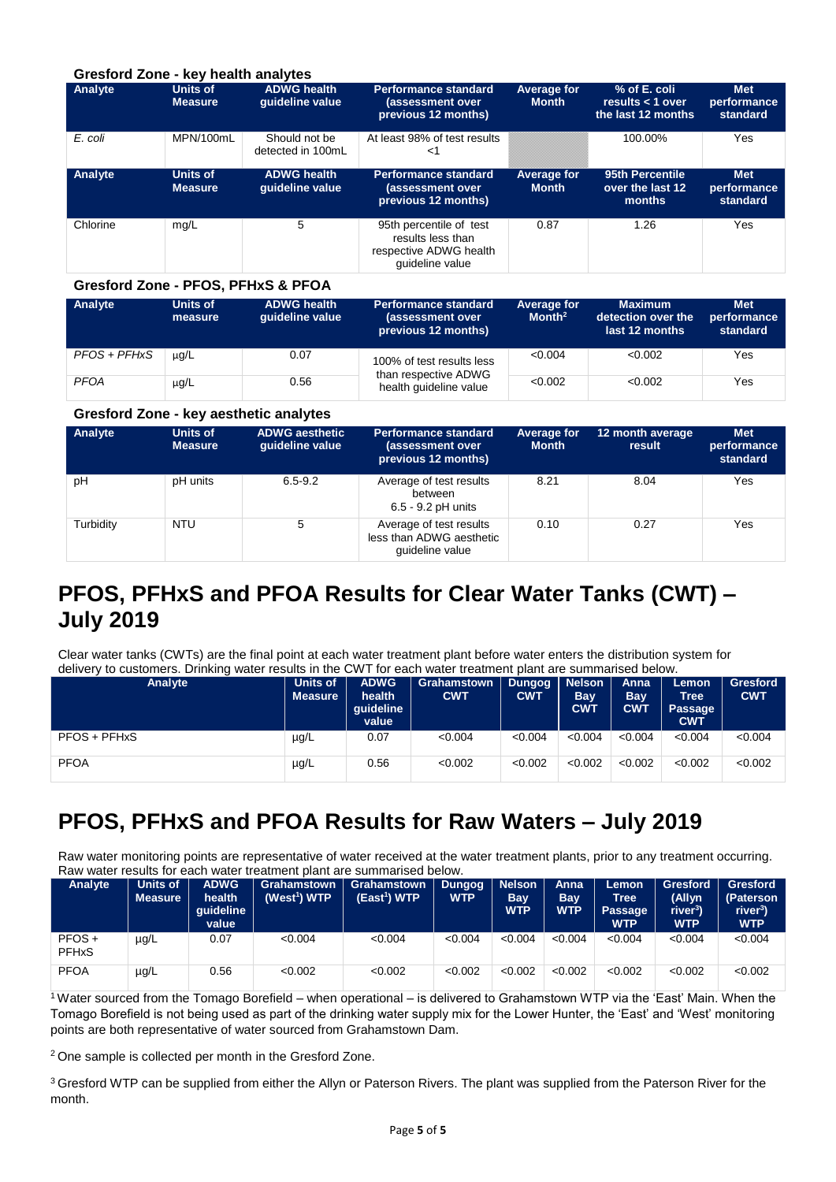### Gresford Zone - key health analytes

| Analyte | Units of Measure | ADWG health guideline value | Performance standard (assessment over previous 12 months) | Average for Month | % of E. coli results < 1 over the last 12 months | Met performance standard |
|---|---|---|---|---|---|---|
| *E. coli* | MPN/100mL | Should not be detected in 100mL | At least 98% of test results <1 | | 100.00% | Yes |
| **Analyte** | **Units of Measure** | **ADWG health guideline value** | **Performance standard (assessment over previous 12 months)** | **Average for Month** | **95th Percentile over the last 12 months** | **Met performance standard** |
| Chlorine | mg/L | 5 | 95th percentile of test results less than respective ADWG health guideline value | 0.87 | 1.26 | Yes |

### Gresford Zone - PFOS, PFHxS & PFOA

| Analyte | Units of measure | ADWG health guideline value | Performance standard (assessment over previous 12 months) | Average for Month[2] | Maximum detection over the last 12 months | Met performance standard |
|---|---|---|---|---|---|---|
| *PFOS + PFHxS* | µg/L | 0.07 | 100% of test results less than respective ADWG health guideline value | <0.004 | <0.002 | Yes |
| *PFOA* | µg/L | 0.56 | | <0.002 | <0.002 | Yes |

### Gresford Zone - key aesthetic analytes

| Analyte | Units of Measure | ADWG aesthetic guideline value | Performance standard (assessment over previous 12 months) | Average for Month | 12 month average result | Met performance standard |
|---|---|---|---|---|---|---|
| pH | pH units | 6.5-9.2 | Average of test results between 6.5 - 9.2 pH units | 8.21 | 8.04 | Yes |
| Turbidity | NTU | 5 | Average of test results less than ADWG aesthetic guideline value | 0.10 | 0.27 | Yes |

# PFOS, PFHxS and PFOA Results for Clear Water Tanks (CWT) – July 2019

Clear water tanks (CWTs) are the final point at each water treatment plant before water enters the distribution system for delivery to customers. Drinking water results in the CWT for each water treatment plant are summarised below.

| Analyte | Units of Measure | ADWG health guideline value | Grahamstown CWT | Dungog CWT | Nelson Bay CWT | Anna Bay CWT | Lemon Tree Passage CWT | Gresford CWT |
|---|---|---|---|---|---|---|---|---|
| PFOS + PFHxS | µg/L | 0.07 | <0.004 | <0.004 | <0.004 | <0.004 | <0.004 | <0.004 |
| PFOA | µg/L | 0.56 | <0.002 | <0.002 | <0.002 | <0.002 | <0.002 | <0.002 |

# PFOS, PFHxS and PFOA Results for Raw Waters – July 2019

Raw water monitoring points are representative of water received at the water treatment plants, prior to any treatment occurring. Raw water results for each water treatment plant are summarised below.

| Analyte | Units of Measure | ADWG health guideline value | Grahamstown (West[1]) WTP | Grahamstown (East[1]) WTP | Dungog WTP | Nelson Bay WTP | Anna Bay WTP | Lemon Tree Passage WTP | Gresford (Allyn river[3]) WTP | Gresford (Paterson river[3]) WTP |
|---|---|---|---|---|---|---|---|---|---|---|
| PFOS + PFHxS | µg/L | 0.07 | <0.004 | <0.004 | <0.004 | <0.004 | <0.004 | <0.004 | <0.004 | <0.004 |
| PFOA | µg/L | 0.56 | <0.002 | <0.002 | <0.002 | <0.002 | <0.002 | <0.002 | <0.002 | <0.002 |

[1] Water sourced from the Tomago Borefield – when operational – is delivered to Grahamstown WTP via the 'East' Main. When the Tomago Borefield is not being used as part of the drinking water supply mix for the Lower Hunter, the 'East' and 'West' monitoring points are both representative of water sourced from Grahamstown Dam.

[2] One sample is collected per month in the Gresford Zone.

[3] Gresford WTP can be supplied from either the Allyn or Paterson Rivers. The plant was supplied from the Paterson River for the month.